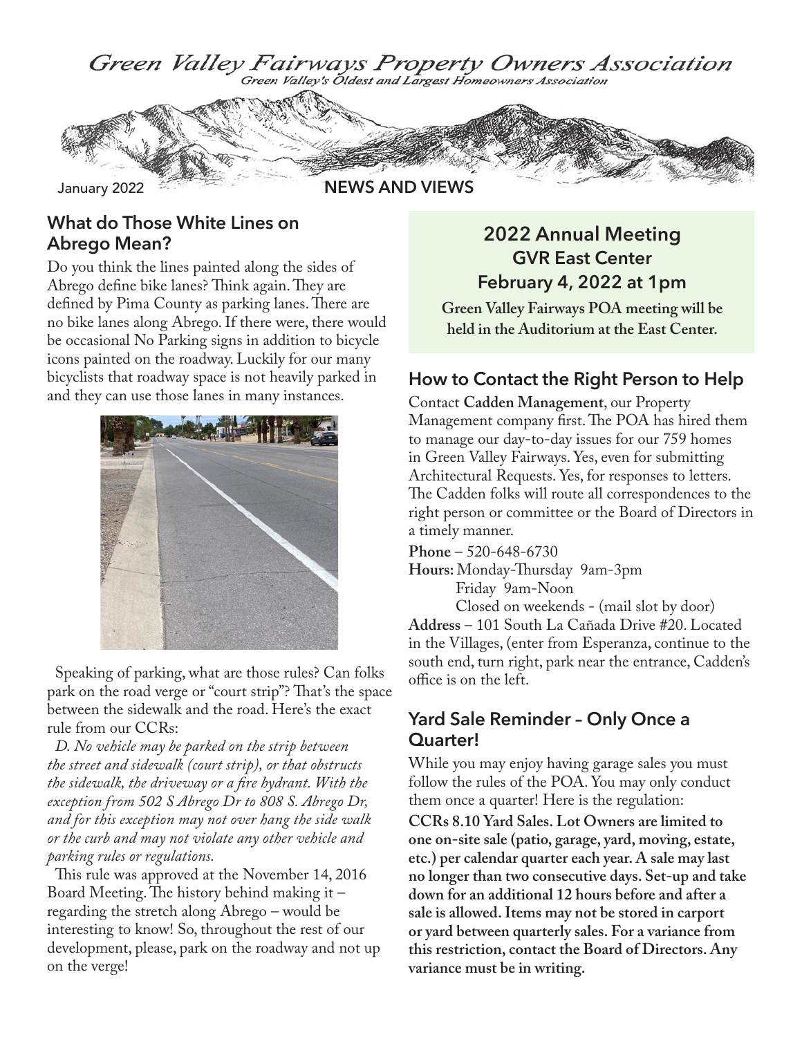# Green Valley Fairways Property Owners Association

*Green Valley's Oldest and Largest Homeowners Association*

January 2022 **NEWS AND VIEWS**

## What do Those White Lines on Abrego Mean?

Do you think the lines painted along the sides of Abrego define bike lanes? Think again. They are defined by Pima County as parking lanes. There are no bike lanes along Abrego. If there were, there would be occasional No Parking signs in addition to bicycle icons painted on the roadway. Luckily for our many bicyclists that roadway space is not heavily parked in and they can use those lanes in many instances.

Speaking of parking, what are those rules? Can folks park on the road verge or "court strip"? That's the space between the sidewalk and the road. Here's the exact rule from our CCRs:

*D. No vehicle may be parked on the strip between the street and sidewalk (court strip), or that obstructs the sidewalk, the driveway or a fire hydrant. With the exception from 502 S Abrego Dr to 808 S. Abrego Dr, and for this exception may not over hang the side walk or the curb and may not violate any other vehicle and parking rules or regulations.*

This rule was approved at the November 14, 2016 Board Meeting. The history behind making it – regarding the stretch along Abrego – would be interesting to know! So, throughout the rest of our development, please, park on the roadway and not up on the verge!

## 2022 Annual Meeting
### GVR East Center
### February 4, 2022 at 1pm

**Green Valley Fairways POA meeting will be held in the Auditorium at the East Center.**

## How to Contact the Right Person to Help

Contact **Cadden Management**, our Property Management company first. The POA has hired them to manage our day-to-day issues for our 759 homes in Green Valley Fairways. Yes, even for submitting Architectural Requests. Yes, for responses to letters. The Cadden folks will route all correspondences to the right person or committee or the Board of Directors in a timely manner.

**Phone** – 520-648-6730

**Hours:** Monday-Thursday 9am-3pm
Friday 9am-Noon
Closed on weekends - (mail slot by door)

**Address** – 101 South La Cañada Drive #20. Located in the Villages, (enter from Esperanza, continue to the south end, turn right, park near the entrance, Cadden's office is on the left.

## Yard Sale Reminder – Only Once a Quarter!

While you may enjoy having garage sales you must follow the rules of the POA. You may only conduct them once a quarter! Here is the regulation:

**CCRs 8.10 Yard Sales. Lot Owners are limited to one on-site sale (patio, garage, yard, moving, estate, etc.) per calendar quarter each year. A sale may last no longer than two consecutive days. Set-up and take down for an additional 12 hours before and after a sale is allowed. Items may not be stored in carport or yard between quarterly sales. For a variance from this restriction, contact the Board of Directors. Any variance must be in writing.**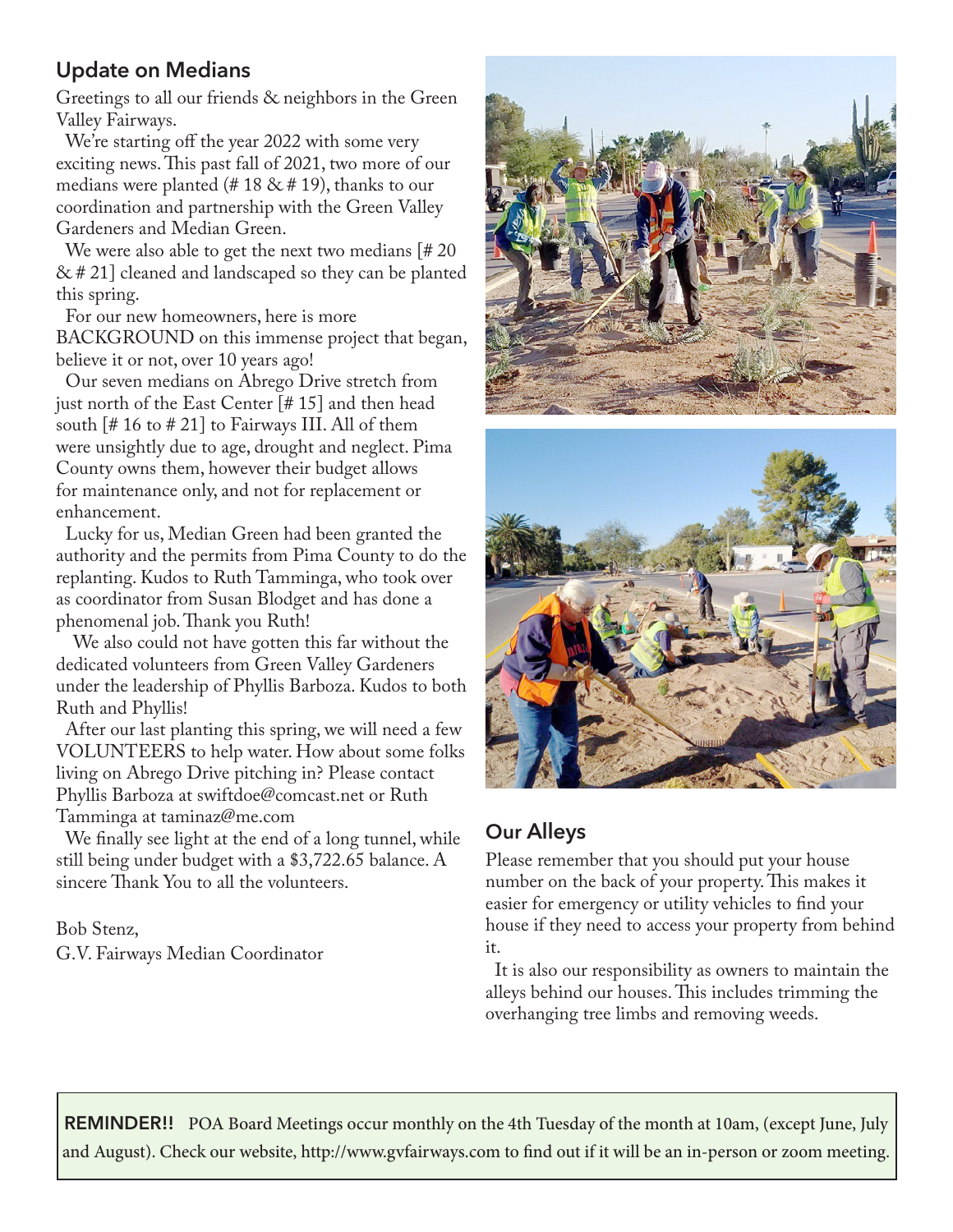## Update on Medians

Greetings to all our friends & neighbors in the Green Valley Fairways.

We're starting off the year 2022 with some very exciting news. This past fall of 2021, two more of our medians were planted (# 18 & # 19), thanks to our coordination and partnership with the Green Valley Gardeners and Median Green.

We were also able to get the next two medians [# 20 & # 21] cleaned and landscaped so they can be planted this spring.

For our new homeowners, here is more BACKGROUND on this immense project that began, believe it or not, over 10 years ago!

Our seven medians on Abrego Drive stretch from just north of the East Center [# 15] and then head south [# 16 to # 21] to Fairways III. All of them were unsightly due to age, drought and neglect. Pima County owns them, however their budget allows for maintenance only, and not for replacement or enhancement.

Lucky for us, Median Green had been granted the authority and the permits from Pima County to do the replanting. Kudos to Ruth Tamminga, who took over as coordinator from Susan Blodget and has done a phenomenal job. Thank you Ruth!

We also could not have gotten this far without the dedicated volunteers from Green Valley Gardeners under the leadership of Phyllis Barboza. Kudos to both Ruth and Phyllis!

After our last planting this spring, we will need a few VOLUNTEERS to help water. How about some folks living on Abrego Drive pitching in? Please contact Phyllis Barboza at swiftdoe@comcast.net or Ruth Tamminga at taminaz@me.com

We finally see light at the end of a long tunnel, while still being under budget with a $3,722.65 balance. A sincere Thank You to all the volunteers.

Bob Stenz,
G.V. Fairways Median Coordinator

## Our Alleys

Please remember that you should put your house number on the back of your property. This makes it easier for emergency or utility vehicles to find your house if they need to access your property from behind it.

It is also our responsibility as owners to maintain the alleys behind our houses. This includes trimming the overhanging tree limbs and removing weeds.

**REMINDER!!** POA Board Meetings occur monthly on the 4th Tuesday of the month at 10am, (except June, July and August). Check our website, http://www.gvfairways.com to find out if it will be an in-person or zoom meeting.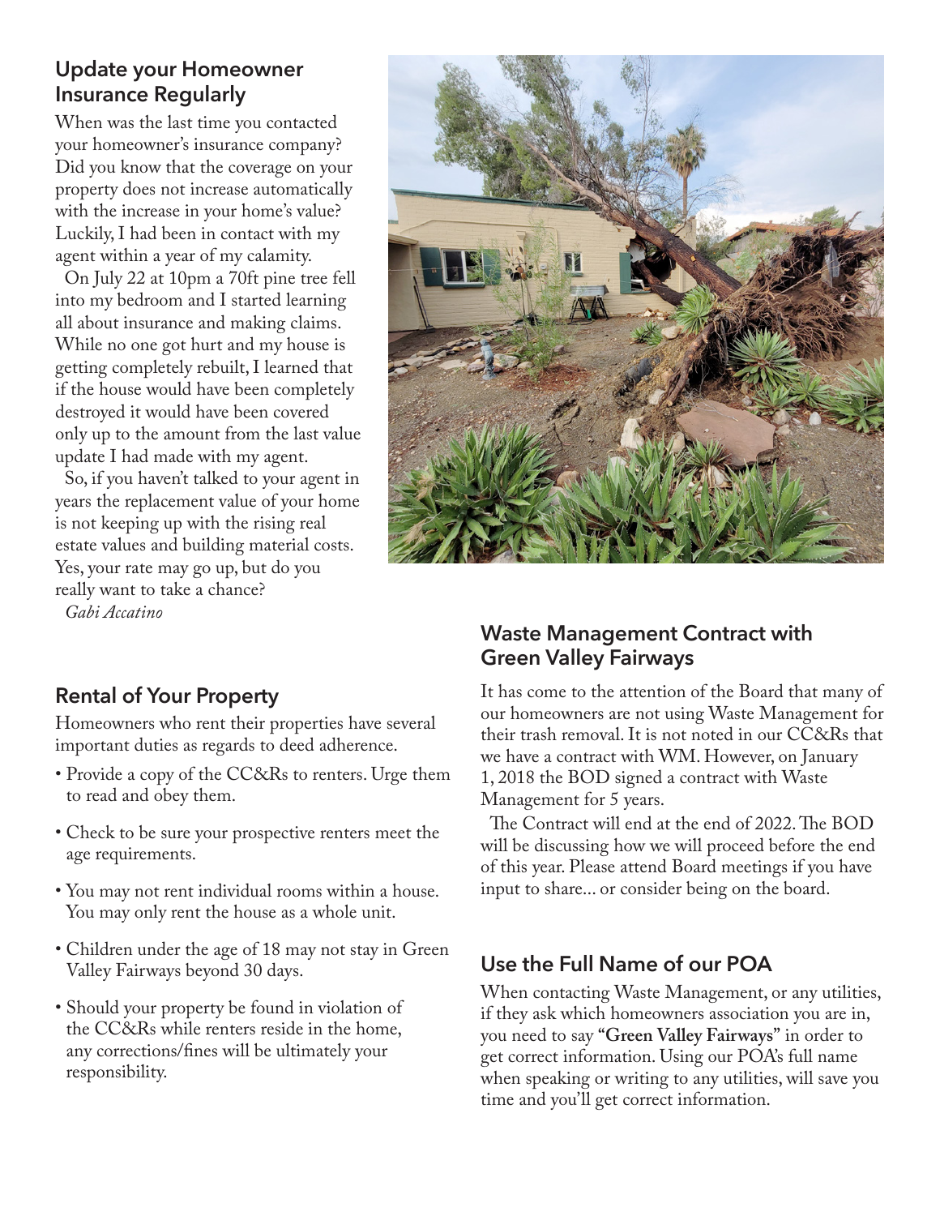## Update your Homeowner Insurance Regularly

When was the last time you contacted your homeowner's insurance company? Did you know that the coverage on your property does not increase automatically with the increase in your home's value? Luckily, I had been in contact with my agent within a year of my calamity.

On July 22 at 10pm a 70ft pine tree fell into my bedroom and I started learning all about insurance and making claims. While no one got hurt and my house is getting completely rebuilt, I learned that if the house would have been completely destroyed it would have been covered only up to the amount from the last value update I had made with my agent.

So, if you haven't talked to your agent in years the replacement value of your home is not keeping up with the rising real estate values and building material costs. Yes, your rate may go up, but do you really want to take a chance?

*Gabi Accatino*

## Rental of Your Property

Homeowners who rent their properties have several important duties as regards to deed adherence.

- Provide a copy of the CC&Rs to renters. Urge them to read and obey them.
- Check to be sure your prospective renters meet the age requirements.
- You may not rent individual rooms within a house. You may only rent the house as a whole unit.
- Children under the age of 18 may not stay in Green Valley Fairways beyond 30 days.
- Should your property be found in violation of the CC&Rs while renters reside in the home, any corrections/fines will be ultimately your responsibility.

## Waste Management Contract with Green Valley Fairways

It has come to the attention of the Board that many of our homeowners are not using Waste Management for their trash removal. It is not noted in our CC&Rs that we have a contract with WM. However, on January 1, 2018 the BOD signed a contract with Waste Management for 5 years.

The Contract will end at the end of 2022. The BOD will be discussing how we will proceed before the end of this year. Please attend Board meetings if you have input to share... or consider being on the board.

## Use the Full Name of our POA

When contacting Waste Management, or any utilities, if they ask which homeowners association you are in, you need to say **"Green Valley Fairways"** in order to get correct information. Using our POA's full name when speaking or writing to any utilities, will save you time and you'll get correct information.